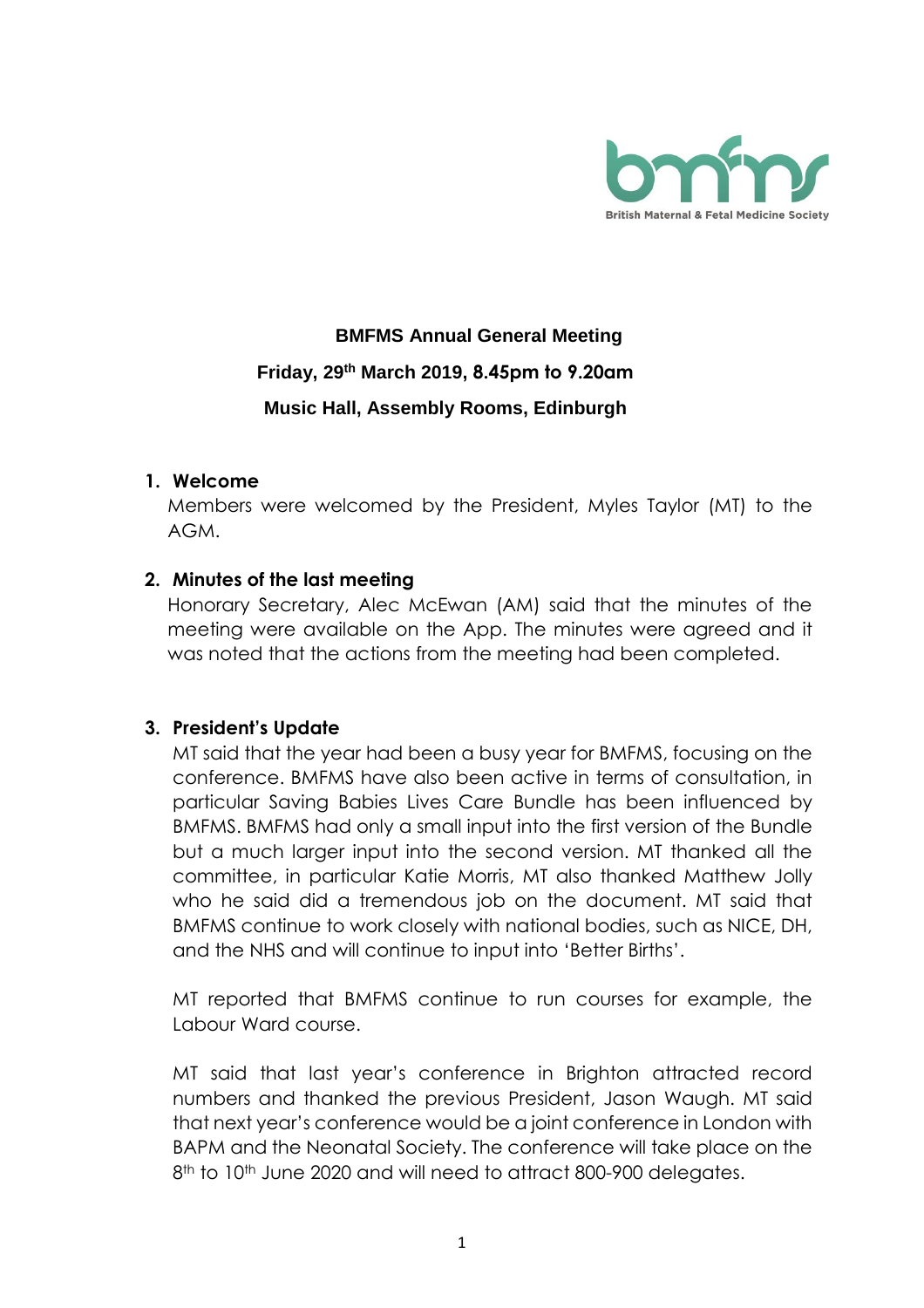**BMFMS Annual General Meeting**

**Friday, 29th March 2019, 8.45pm to 9.20am**

**Music Hall, Assembly Rooms, Edinburgh**

1. **Welcome**

   Members were welcomed by the President, Myles Taylor (MT) to the AGM.

2. **Minutes of the last meeting**

   Honorary Secretary, Alec McEwan (AM) said that the minutes of the meeting were available on the App. The minutes were agreed and it was noted that the actions from the meeting had been completed.

3. **President's Update**

   MT said that the year had been a busy year for BMFMS, focusing on the conference. BMFMS have also been active in terms of consultation, in particular Saving Babies Lives Care Bundle has been influenced by BMFMS. BMFMS had only a small input into the first version of the Bundle but a much larger input into the second version. MT thanked all the committee, in particular Katie Morris, MT also thanked Matthew Jolly who he said did a tremendous job on the document. MT said that BMFMS continue to work closely with national bodies, such as NICE, DH, and the NHS and will continue to input into 'Better Births'.

   MT reported that BMFMS continue to run courses for example, the Labour Ward course.

   MT said that last year's conference in Brighton attracted record numbers and thanked the previous President, Jason Waugh. MT said that next year's conference would be a joint conference in London with BAPM and the Neonatal Society. The conference will take place on the 8th to 10th June 2020 and will need to attract 800-900 delegates.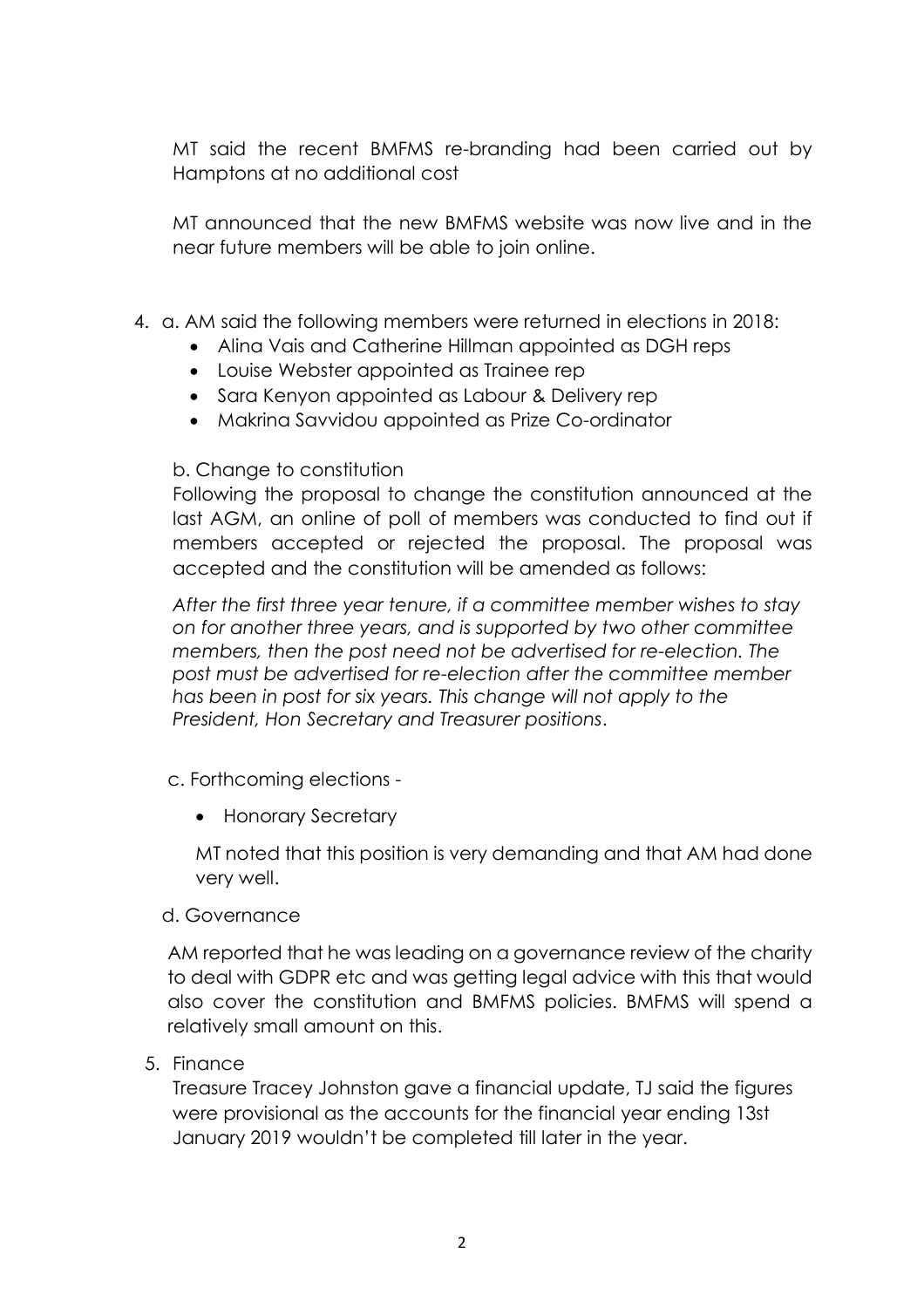MT said the recent BMFMS re-branding had been carried out by Hamptons at no additional cost

MT announced that the new BMFMS website was now live and in the near future members will be able to join online.

4. a. AM said the following members were returned in elections in 2018:
   - Alina Vais and Catherine Hillman appointed as DGH reps
   - Louise Webster appointed as Trainee rep
   - Sara Kenyon appointed as Labour & Delivery rep
   - Makrina Savvidou appointed as Prize Co-ordinator

   b. Change to constitution

   Following the proposal to change the constitution announced at the last AGM, an online of poll of members was conducted to find out if members accepted or rejected the proposal. The proposal was accepted and the constitution will be amended as follows:

   *After the first three year tenure, if a committee member wishes to stay on for another three years, and is supported by two other committee members, then the post need not be advertised for re-election. The post must be advertised for re-election after the committee member has been in post for six years. This change will not apply to the President, Hon Secretary and Treasurer positions*.

   c. Forthcoming elections -

   - Honorary Secretary

   MT noted that this position is very demanding and that AM had done very well.

   d. Governance

   AM reported that he was leading on a governance review of the charity to deal with GDPR etc and was getting legal advice with this that would also cover the constitution and BMFMS policies. BMFMS will spend a relatively small amount on this.

5. Finance

   Treasure Tracey Johnston gave a financial update, TJ said the figures were provisional as the accounts for the financial year ending 13st January 2019 wouldn't be completed till later in the year.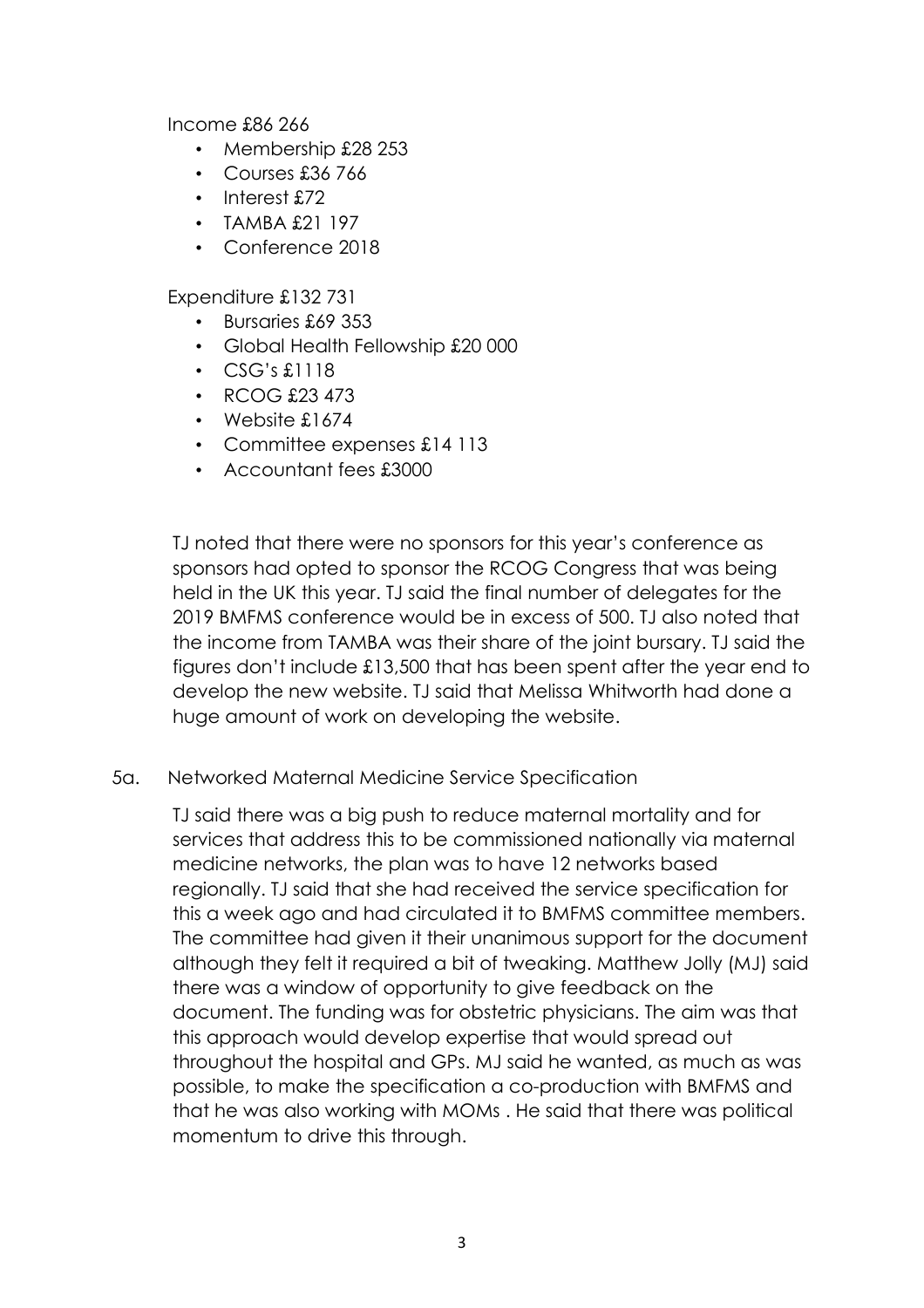Income £86 266

- Membership £28 253
- Courses £36 766
- Interest £72
- TAMBA £21 197
- Conference 2018

Expenditure £132 731

- Bursaries £69 353
- Global Health Fellowship £20 000
- CSG's £1118
- RCOG £23 473
- Website £1674
- Committee expenses £14 113
- Accountant fees £3000

TJ noted that there were no sponsors for this year's conference as sponsors had opted to sponsor the RCOG Congress that was being held in the UK this year. TJ said the final number of delegates for the 2019 BMFMS conference would be in excess of 500. TJ also noted that the income from TAMBA was their share of the joint bursary. TJ said the figures don't include £13,500 that has been spent after the year end to develop the new website. TJ said that Melissa Whitworth had done a huge amount of work on developing the website.

5a. Networked Maternal Medicine Service Specification

TJ said there was a big push to reduce maternal mortality and for services that address this to be commissioned nationally via maternal medicine networks, the plan was to have 12 networks based regionally. TJ said that she had received the service specification for this a week ago and had circulated it to BMFMS committee members. The committee had given it their unanimous support for the document although they felt it required a bit of tweaking. Matthew Jolly (MJ) said there was a window of opportunity to give feedback on the document. The funding was for obstetric physicians. The aim was that this approach would develop expertise that would spread out throughout the hospital and GPs. MJ said he wanted, as much as was possible, to make the specification a co-production with BMFMS and that he was also working with MOMs . He said that there was political momentum to drive this through.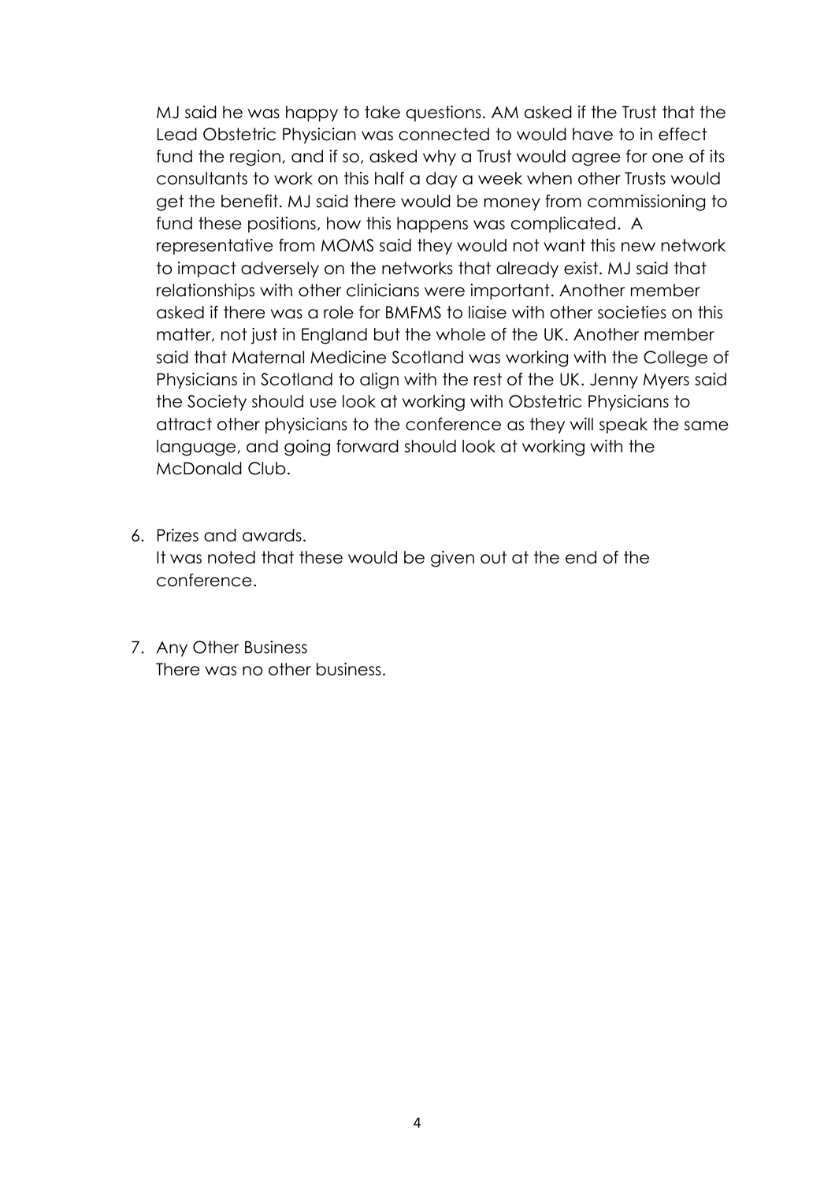MJ said he was happy to take questions. AM asked if the Trust that the Lead Obstetric Physician was connected to would have to in effect fund the region, and if so, asked why a Trust would agree for one of its consultants to work on this half a day a week when other Trusts would get the benefit. MJ said there would be money from commissioning to fund these positions, how this happens was complicated. A representative from MOMS said they would not want this new network to impact adversely on the networks that already exist. MJ said that relationships with other clinicians were important. Another member asked if there was a role for BMFMS to liaise with other societies on this matter, not just in England but the whole of the UK. Another member said that Maternal Medicine Scotland was working with the College of Physicians in Scotland to align with the rest of the UK. Jenny Myers said the Society should use look at working with Obstetric Physicians to attract other physicians to the conference as they will speak the same language, and going forward should look at working with the McDonald Club.

6. Prizes and awards.
   It was noted that these would be given out at the end of the conference.

7. Any Other Business
   There was no other business.